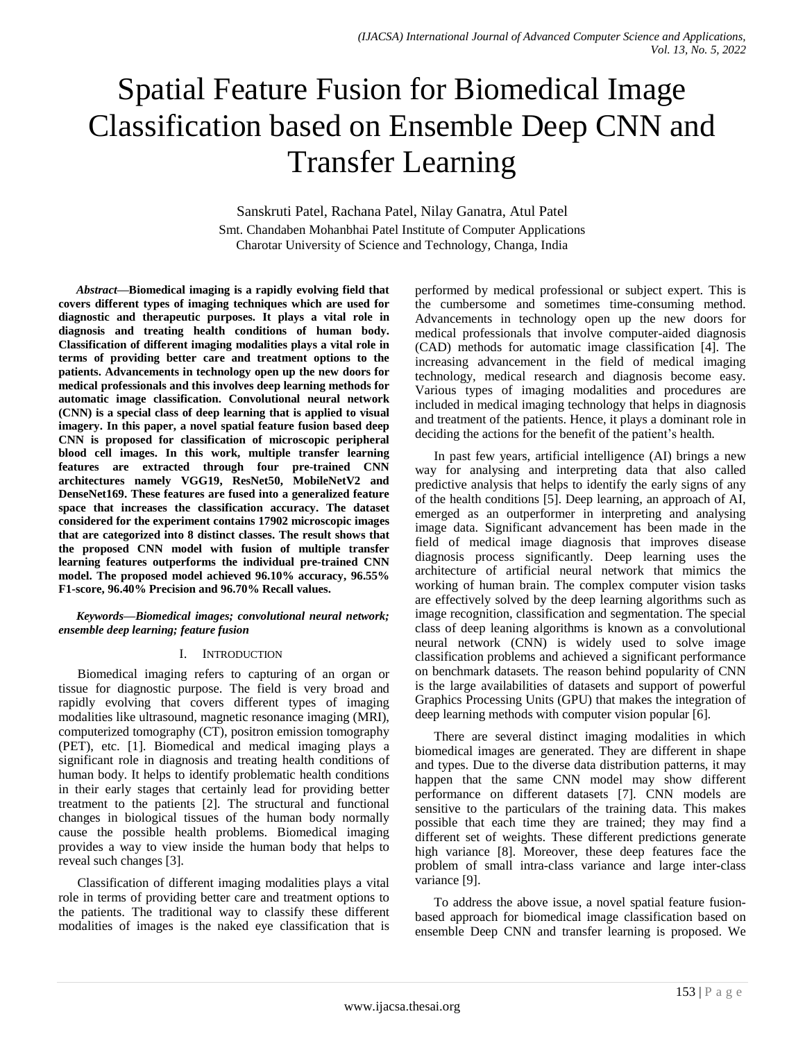# Spatial Feature Fusion for Biomedical Image Classification based on Ensemble Deep CNN and Transfer Learning

Sanskruti Patel, Rachana Patel, Nilay Ganatra, Atul Patel

Smt. Chandaben Mohanbhai Patel Institute of Computer Applications
Charotar University of Science and Technology, Changa, India

***Abstract*—Biomedical imaging is a rapidly evolving field that covers different types of imaging techniques which are used for diagnostic and therapeutic purposes. It plays a vital role in diagnosis and treating health conditions of human body. Classification of different imaging modalities plays a vital role in terms of providing better care and treatment options to the patients. Advancements in technology open up the new doors for medical professionals and this involves deep learning methods for automatic image classification. Convolutional neural network (CNN) is a special class of deep learning that is applied to visual imagery. In this paper, a novel spatial feature fusion based deep CNN is proposed for classification of microscopic peripheral blood cell images. In this work, multiple transfer learning features are extracted through four pre-trained CNN architectures namely VGG19, ResNet50, MobileNetV2 and DenseNet169. These features are fused into a generalized feature space that increases the classification accuracy. The dataset considered for the experiment contains 17902 microscopic images that are categorized into 8 distinct classes. The result shows that the proposed CNN model with fusion of multiple transfer learning features outperforms the individual pre-trained CNN model. The proposed model achieved 96.10% accuracy, 96.55% F1-score, 96.40% Precision and 96.70% Recall values.**

***Keywords*—*Biomedical images; convolutional neural network; ensemble deep learning; feature fusion***

## I. Introduction

Biomedical imaging refers to capturing of an organ or tissue for diagnostic purpose. The field is very broad and rapidly evolving that covers different types of imaging modalities like ultrasound, magnetic resonance imaging (MRI), computerized tomography (CT), positron emission tomography (PET), etc. [1]. Biomedical and medical imaging plays a significant role in diagnosis and treating health conditions of human body. It helps to identify problematic health conditions in their early stages that certainly lead for providing better treatment to the patients [2]. The structural and functional changes in biological tissues of the human body normally cause the possible health problems. Biomedical imaging provides a way to view inside the human body that helps to reveal such changes [3].

Classification of different imaging modalities plays a vital role in terms of providing better care and treatment options to the patients. The traditional way to classify these different modalities of images is the naked eye classification that is performed by medical professional or subject expert. This is the cumbersome and sometimes time-consuming method. Advancements in technology open up the new doors for medical professionals that involve computer-aided diagnosis (CAD) methods for automatic image classification [4]. The increasing advancement in the field of medical imaging technology, medical research and diagnosis become easy. Various types of imaging modalities and procedures are included in medical imaging technology that helps in diagnosis and treatment of the patients. Hence, it plays a dominant role in deciding the actions for the benefit of the patient's health.

In past few years, artificial intelligence (AI) brings a new way for analysing and interpreting data that also called predictive analysis that helps to identify the early signs of any of the health conditions [5]. Deep learning, an approach of AI, emerged as an outperformer in interpreting and analysing image data. Significant advancement has been made in the field of medical image diagnosis that improves disease diagnosis process significantly. Deep learning uses the architecture of artificial neural network that mimics the working of human brain. The complex computer vision tasks are effectively solved by the deep learning algorithms such as image recognition, classification and segmentation. The special class of deep leaning algorithms is known as a convolutional neural network (CNN) is widely used to solve image classification problems and achieved a significant performance on benchmark datasets. The reason behind popularity of CNN is the large availabilities of datasets and support of powerful Graphics Processing Units (GPU) that makes the integration of deep learning methods with computer vision popular [6].

There are several distinct imaging modalities in which biomedical images are generated. They are different in shape and types. Due to the diverse data distribution patterns, it may happen that the same CNN model may show different performance on different datasets [7]. CNN models are sensitive to the particulars of the training data. This makes possible that each time they are trained; they may find a different set of weights. These different predictions generate high variance [8]. Moreover, these deep features face the problem of small intra-class variance and large inter-class variance [9].

To address the above issue, a novel spatial feature fusion-based approach for biomedical image classification based on ensemble Deep CNN and transfer learning is proposed. We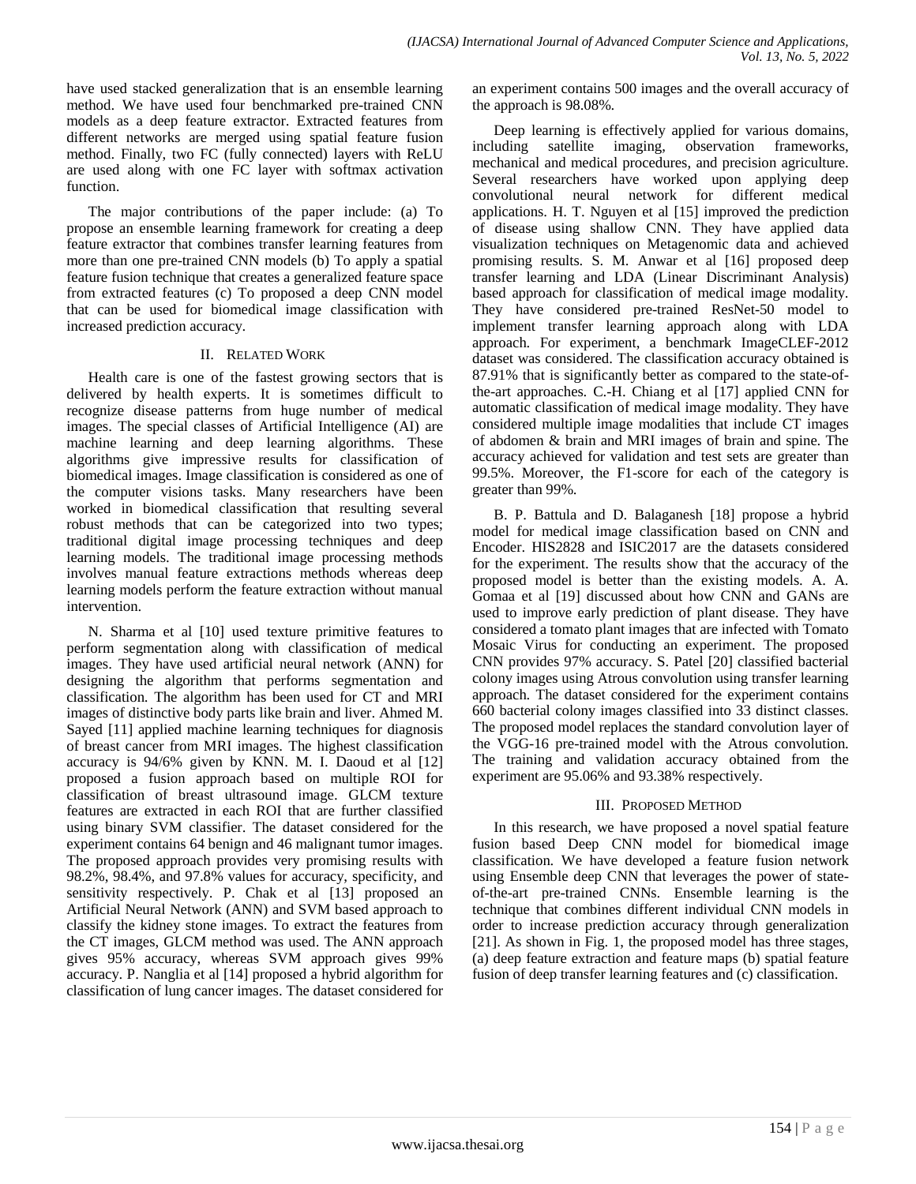have used stacked generalization that is an ensemble learning method. We have used four benchmarked pre-trained CNN models as a deep feature extractor. Extracted features from different networks are merged using spatial feature fusion method. Finally, two FC (fully connected) layers with ReLU are used along with one FC layer with softmax activation function.

The major contributions of the paper include: (a) To propose an ensemble learning framework for creating a deep feature extractor that combines transfer learning features from more than one pre-trained CNN models (b) To apply a spatial feature fusion technique that creates a generalized feature space from extracted features (c) To proposed a deep CNN model that can be used for biomedical image classification with increased prediction accuracy.

## II. Related Work

Health care is one of the fastest growing sectors that is delivered by health experts. It is sometimes difficult to recognize disease patterns from huge number of medical images. The special classes of Artificial Intelligence (AI) are machine learning and deep learning algorithms. These algorithms give impressive results for classification of biomedical images. Image classification is considered as one of the computer visions tasks. Many researchers have been worked in biomedical classification that resulting several robust methods that can be categorized into two types; traditional digital image processing techniques and deep learning models. The traditional image processing methods involves manual feature extractions methods whereas deep learning models perform the feature extraction without manual intervention.

N. Sharma et al [10] used texture primitive features to perform segmentation along with classification of medical images. They have used artificial neural network (ANN) for designing the algorithm that performs segmentation and classification. The algorithm has been used for CT and MRI images of distinctive body parts like brain and liver. Ahmed M. Sayed [11] applied machine learning techniques for diagnosis of breast cancer from MRI images. The highest classification accuracy is 94/6% given by KNN. M. I. Daoud et al [12] proposed a fusion approach based on multiple ROI for classification of breast ultrasound image. GLCM texture features are extracted in each ROI that are further classified using binary SVM classifier. The dataset considered for the experiment contains 64 benign and 46 malignant tumor images. The proposed approach provides very promising results with 98.2%, 98.4%, and 97.8% values for accuracy, specificity, and sensitivity respectively. P. Chak et al [13] proposed an Artificial Neural Network (ANN) and SVM based approach to classify the kidney stone images. To extract the features from the CT images, GLCM method was used. The ANN approach gives 95% accuracy, whereas SVM approach gives 99% accuracy. P. Nanglia et al [14] proposed a hybrid algorithm for classification of lung cancer images. The dataset considered for an experiment contains 500 images and the overall accuracy of the approach is 98.08%.

Deep learning is effectively applied for various domains, including satellite imaging, observation frameworks, mechanical and medical procedures, and precision agriculture. Several researchers have worked upon applying deep convolutional neural network for different medical applications. H. T. Nguyen et al [15] improved the prediction of disease using shallow CNN. They have applied data visualization techniques on Metagenomic data and achieved promising results. S. M. Anwar et al [16] proposed deep transfer learning and LDA (Linear Discriminant Analysis) based approach for classification of medical image modality. They have considered pre-trained ResNet-50 model to implement transfer learning approach along with LDA approach. For experiment, a benchmark ImageCLEF-2012 dataset was considered. The classification accuracy obtained is 87.91% that is significantly better as compared to the state-of-the-art approaches. C.-H. Chiang et al [17] applied CNN for automatic classification of medical image modality. They have considered multiple image modalities that include CT images of abdomen & brain and MRI images of brain and spine. The accuracy achieved for validation and test sets are greater than 99.5%. Moreover, the F1-score for each of the category is greater than 99%.

B. P. Battula and D. Balaganesh [18] propose a hybrid model for medical image classification based on CNN and Encoder. HIS2828 and ISIC2017 are the datasets considered for the experiment. The results show that the accuracy of the proposed model is better than the existing models. A. A. Gomaa et al [19] discussed about how CNN and GANs are used to improve early prediction of plant disease. They have considered a tomato plant images that are infected with Tomato Mosaic Virus for conducting an experiment. The proposed CNN provides 97% accuracy. S. Patel [20] classified bacterial colony images using Atrous convolution using transfer learning approach. The dataset considered for the experiment contains 660 bacterial colony images classified into 33 distinct classes. The proposed model replaces the standard convolution layer of the VGG-16 pre-trained model with the Atrous convolution. The training and validation accuracy obtained from the experiment are 95.06% and 93.38% respectively.

## III. Proposed Method

In this research, we have proposed a novel spatial feature fusion based Deep CNN model for biomedical image classification. We have developed a feature fusion network using Ensemble deep CNN that leverages the power of state-of-the-art pre-trained CNNs. Ensemble learning is the technique that combines different individual CNN models in order to increase prediction accuracy through generalization [21]. As shown in Fig. 1, the proposed model has three stages, (a) deep feature extraction and feature maps (b) spatial feature fusion of deep transfer learning features and (c) classification.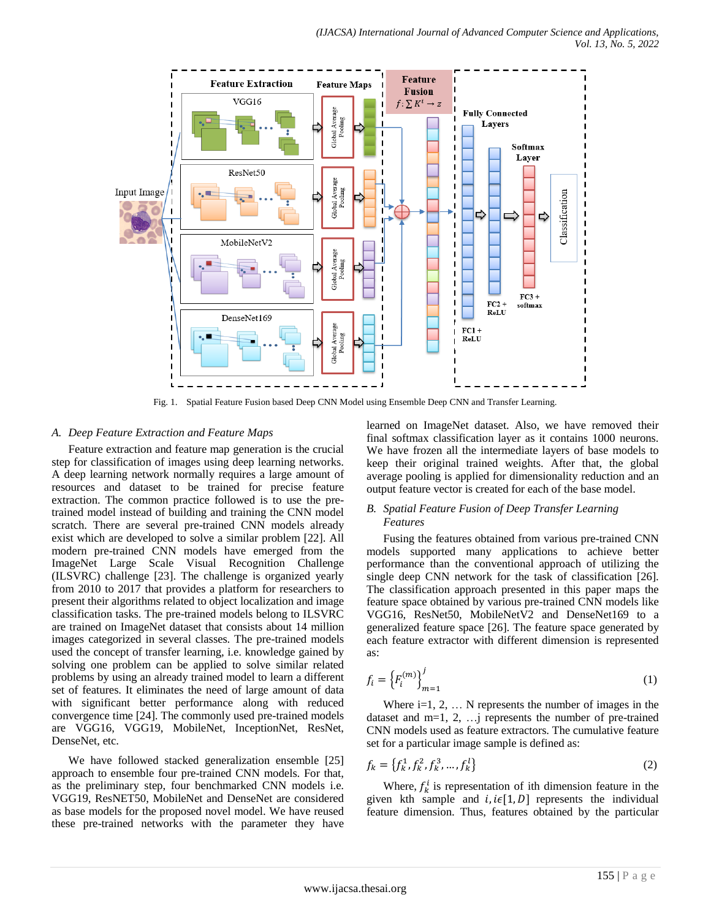Fig. 1. Spatial Feature Fusion based Deep CNN Model using Ensemble Deep CNN and Transfer Learning.

### *A. Deep Feature Extraction and Feature Maps*

Feature extraction and feature map generation is the crucial step for classification of images using deep learning networks. A deep learning network normally requires a large amount of resources and dataset to be trained for precise feature extraction. The common practice followed is to use the pre-trained model instead of building and training the CNN model scratch. There are several pre-trained CNN models already exist which are developed to solve a similar problem [22]. All modern pre-trained CNN models have emerged from the ImageNet Large Scale Visual Recognition Challenge (ILSVRC) challenge [23]. The challenge is organized yearly from 2010 to 2017 that provides a platform for researchers to present their algorithms related to object localization and image classification tasks. The pre-trained models belong to ILSVRC are trained on ImageNet dataset that consists about 14 million images categorized in several classes. The pre-trained models used the concept of transfer learning, i.e. knowledge gained by solving one problem can be applied to solve similar related problems by using an already trained model to learn a different set of features. It eliminates the need of large amount of data with significant better performance along with reduced convergence time [24]. The commonly used pre-trained models are VGG16, VGG19, MobileNet, InceptionNet, ResNet, DenseNet, etc.

We have followed stacked generalization ensemble [25] approach to ensemble four pre-trained CNN models. For that, as the preliminary step, four benchmarked CNN models i.e. VGG19, ResNET50, MobileNet and DenseNet are considered as base models for the proposed novel model. We have reused these pre-trained networks with the parameter they have learned on ImageNet dataset. Also, we have removed their final softmax classification layer as it contains 1000 neurons. We have frozen all the intermediate layers of base models to keep their original trained weights. After that, the global average pooling is applied for dimensionality reduction and an output feature vector is created for each of the base model.

### *B. Spatial Feature Fusion of Deep Transfer Learning Features*

Fusing the features obtained from various pre-trained CNN models supported many applications to achieve better performance than the conventional approach of utilizing the single deep CNN network for the task of classification [26]. The classification approach presented in this paper maps the feature space obtained by various pre-trained CNN models like VGG16, ResNet50, MobileNetV2 and DenseNet169 to a generalized feature space [26]. The feature space generated by each feature extractor with different dimension is represented as:

$$f_i = \left\{F_i^{(m)}\right\}_{m=1}^{j} \tag{1}$$

Where i=1, 2, … N represents the number of images in the dataset and m=1, 2, …j represents the number of pre-trained CNN models used as feature extractors. The cumulative feature set for a particular image sample is defined as:

$$f_k = \{f_k^1, f_k^2, f_k^3, \ldots, f_k^l\} \tag{2}$$

Where, $f_k^i$ is representation of ith dimension feature in the given kth sample and $i, i\epsilon[1, D]$ represents the individual feature dimension. Thus, features obtained by the particular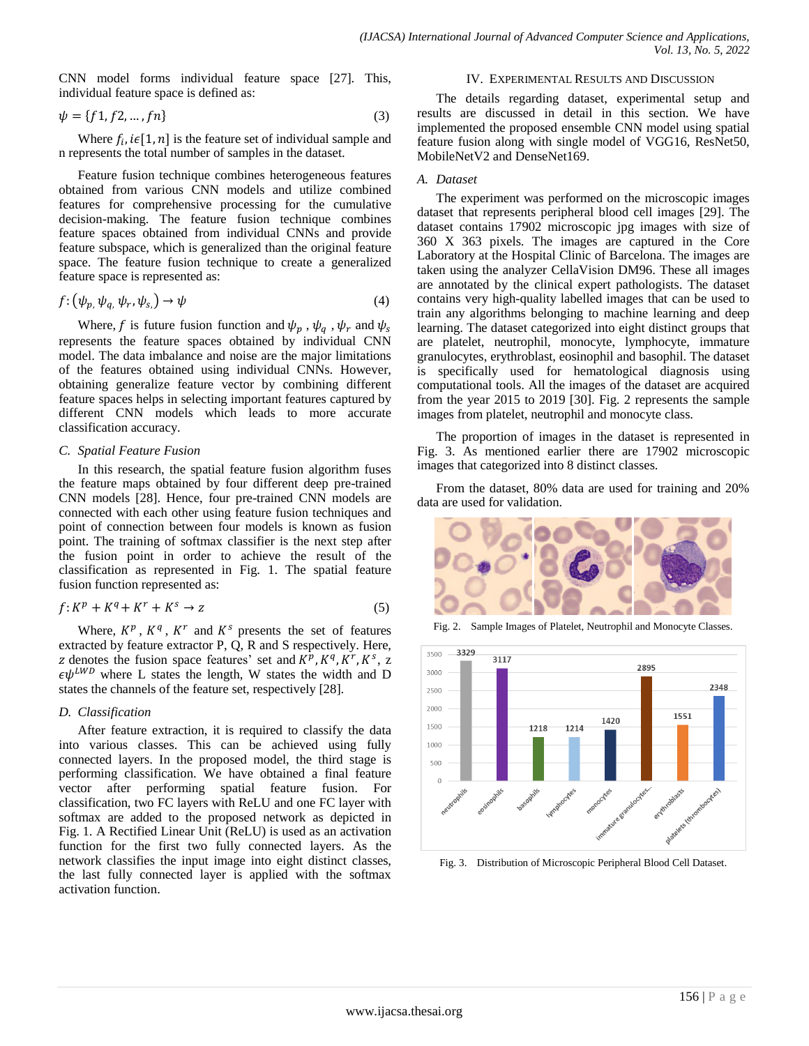CNN model forms individual feature space [27]. This, individual feature space is defined as:

$$\psi = \{f1, f2, \ldots, fn\} \tag{3}$$

Where $f_i, i\epsilon[1, n]$ is the feature set of individual sample and n represents the total number of samples in the dataset.

Feature fusion technique combines heterogeneous features obtained from various CNN models and utilize combined features for comprehensive processing for the cumulative decision-making. The feature fusion technique combines feature spaces obtained from individual CNNs and provide feature subspace, which is generalized than the original feature space. The feature fusion technique to create a generalized feature space is represented as:

$$f: (\psi_p, \psi_q, \psi_r, \psi_s) \rightarrow \psi \tag{4}$$

Where, $f$ is future fusion function and $\psi_p$ , $\psi_q$ , $\psi_r$ and $\psi_s$ represents the feature spaces obtained by individual CNN model. The data imbalance and noise are the major limitations of the features obtained using individual CNNs. However, obtaining generalize feature vector by combining different feature spaces helps in selecting important features captured by different CNN models which leads to more accurate classification accuracy.

### C. Spatial Feature Fusion

In this research, the spatial feature fusion algorithm fuses the feature maps obtained by four different deep pre-trained CNN models [28]. Hence, four pre-trained CNN models are connected with each other using feature fusion techniques and point of connection between four models is known as fusion point. The training of softmax classifier is the next step after the fusion point in order to achieve the result of the classification as represented in Fig. 1. The spatial feature fusion function represented as:

$$f: K^p + K^q + K^r + K^s \rightarrow z \tag{5}$$

Where, $K^p$ , $K^q$ , $K^r$ and $K^s$ presents the set of features extracted by feature extractor P, Q, R and S respectively. Here, z denotes the fusion space features' set and $K^p, K^q, K^r, K^s$, z $\epsilon\psi^{LWD}$ where L states the length, W states the width and D states the channels of the feature set, respectively [28].

### D. Classification

After feature extraction, it is required to classify the data into various classes. This can be achieved using fully connected layers. In the proposed model, the third stage is performing classification. We have obtained a final feature vector after performing spatial feature fusion. For classification, two FC layers with ReLU and one FC layer with softmax are added to the proposed network as depicted in Fig. 1. A Rectified Linear Unit (ReLU) is used as an activation function for the first two fully connected layers. As the network classifies the input image into eight distinct classes, the last fully connected layer is applied with the softmax activation function.

## IV. Experimental Results and Discussion

The details regarding dataset, experimental setup and results are discussed in detail in this section. We have implemented the proposed ensemble CNN model using spatial feature fusion along with single model of VGG16, ResNet50, MobileNetV2 and DenseNet169.

### A. Dataset

The experiment was performed on the microscopic images dataset that represents peripheral blood cell images [29]. The dataset contains 17902 microscopic jpg images with size of 360 X 363 pixels. The images are captured in the Core Laboratory at the Hospital Clinic of Barcelona. The images are taken using the analyzer CellaVision DM96. These all images are annotated by the clinical expert pathologists. The dataset contains very high-quality labelled images that can be used to train any algorithms belonging to machine learning and deep learning. The dataset categorized into eight distinct groups that are platelet, neutrophil, monocyte, lymphocyte, immature granulocytes, erythroblast, eosinophil and basophil. The dataset is specifically used for hematological diagnosis using computational tools. All the images of the dataset are acquired from the year 2015 to 2019 [30]. Fig. 2 represents the sample images from platelet, neutrophil and monocyte class.

The proportion of images in the dataset is represented in Fig. 3. As mentioned earlier there are 17902 microscopic images that categorized into 8 distinct classes.

From the dataset, 80% data are used for training and 20% data are used for validation.

Fig. 2. Sample Images of Platelet, Neutrophil and Monocyte Classes.

Fig. 3. Distribution of Microscopic Peripheral Blood Cell Dataset.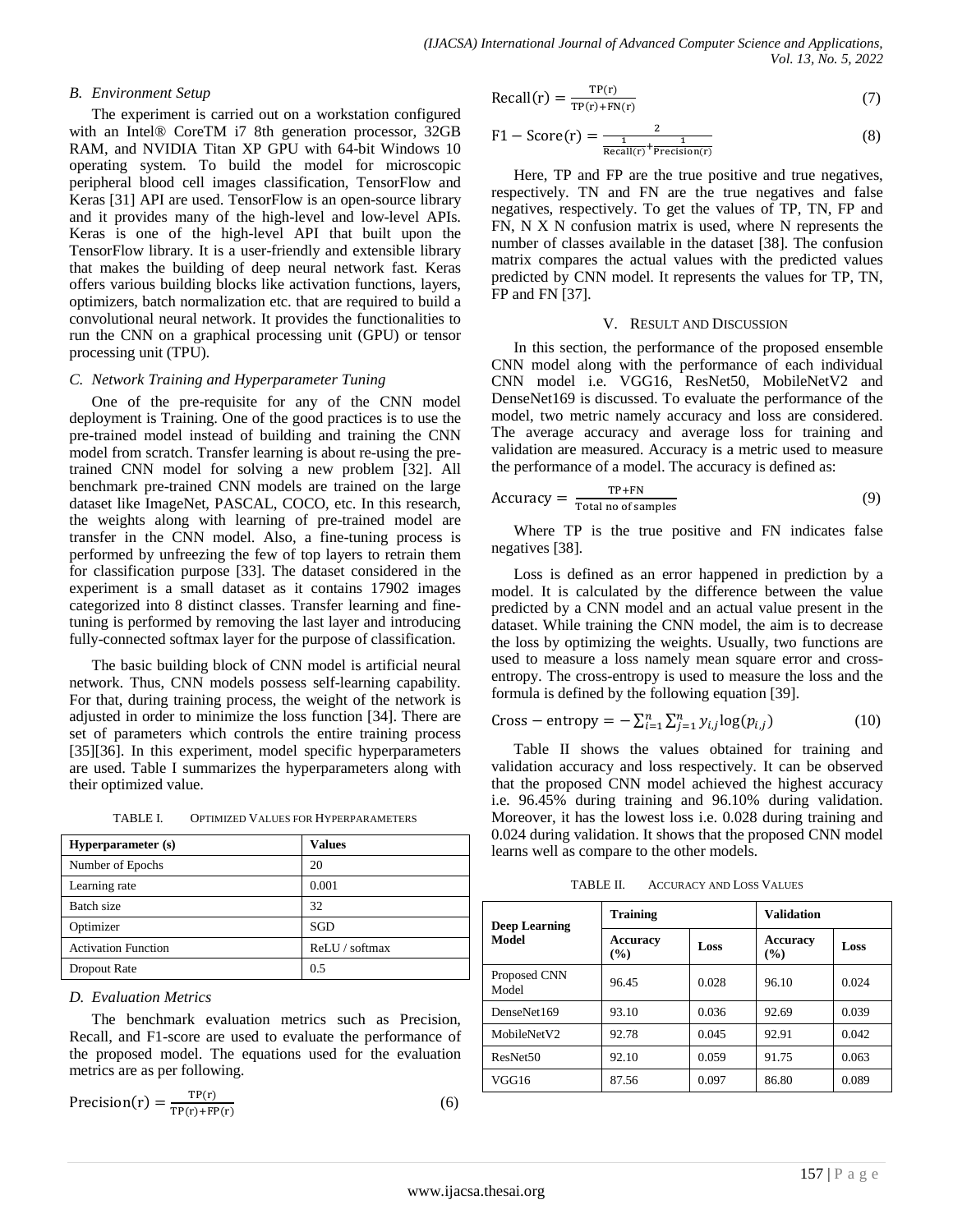### B. Environment Setup

The experiment is carried out on a workstation configured with an Intel® CoreTM i7 8th generation processor, 32GB RAM, and NVIDIA Titan XP GPU with 64-bit Windows 10 operating system. To build the model for microscopic peripheral blood cell images classification, TensorFlow and Keras [31] API are used. TensorFlow is an open-source library and it provides many of the high-level and low-level APIs. Keras is one of the high-level API that built upon the TensorFlow library. It is a user-friendly and extensible library that makes the building of deep neural network fast. Keras offers various building blocks like activation functions, layers, optimizers, batch normalization etc. that are required to build a convolutional neural network. It provides the functionalities to run the CNN on a graphical processing unit (GPU) or tensor processing unit (TPU).

### C. Network Training and Hyperparameter Tuning

One of the pre-requisite for any of the CNN model deployment is Training. One of the good practices is to use the pre-trained model instead of building and training the CNN model from scratch. Transfer learning is about re-using the pre-trained CNN model for solving a new problem [32]. All benchmark pre-trained CNN models are trained on the large dataset like ImageNet, PASCAL, COCO, etc. In this research, the weights along with learning of pre-trained model are transfer in the CNN model. Also, a fine-tuning process is performed by unfreezing the few of top layers to retrain them for classification purpose [33]. The dataset considered in the experiment is a small dataset as it contains 17902 images categorized into 8 distinct classes. Transfer learning and fine-tuning is performed by removing the last layer and introducing fully-connected softmax layer for the purpose of classification.

The basic building block of CNN model is artificial neural network. Thus, CNN models possess self-learning capability. For that, during training process, the weight of the network is adjusted in order to minimize the loss function [34]. There are set of parameters which controls the entire training process [35][36]. In this experiment, model specific hyperparameters are used. Table I summarizes the hyperparameters along with their optimized value.

TABLE I. OPTIMIZED VALUES FOR HYPERPARAMETERS

| Hyperparameter (s) | Values |
|---|---|
| Number of Epochs | 20 |
| Learning rate | 0.001 |
| Batch size | 32 |
| Optimizer | SGD |
| Activation Function | ReLU / softmax |
| Dropout Rate | 0.5 |

### D. Evaluation Metrics

The benchmark evaluation metrics such as Precision, Recall, and F1-score are used to evaluate the performance of the proposed model. The equations used for the evaluation metrics are as per following.

$$\text{Precision}(\text{r}) = \frac{\text{TP}(\text{r})}{\text{TP}(\text{r})+\text{FP}(\text{r})} \tag{6}$$

$$\text{Recall}(\text{r}) = \frac{\text{TP}(\text{r})}{\text{TP}(\text{r})+\text{FN}(\text{r})} \tag{7}$$

$$\text{F1}-\text{Score}(\text{r}) = \frac{2}{\frac{1}{\text{Recall}(\text{r})}+\frac{1}{\text{Precision}(\text{r})}} \tag{8}$$

Here, TP and FP are the true positive and true negatives, respectively. TN and FN are the true negatives and false negatives, respectively. To get the values of TP, TN, FP and FN, N X N confusion matrix is used, where N represents the number of classes available in the dataset [38]. The confusion matrix compares the actual values with the predicted values predicted by CNN model. It represents the values for TP, TN, FP and FN [37].

## V. RESULT AND DISCUSSION

In this section, the performance of the proposed ensemble CNN model along with the performance of each individual CNN model i.e. VGG16, ResNet50, MobileNetV2 and DenseNet169 is discussed. To evaluate the performance of the model, two metric namely accuracy and loss are considered. The average accuracy and average loss for training and validation are measured. Accuracy is a metric used to measure the performance of a model. The accuracy is defined as:

$$\text{Accuracy} = \frac{\text{TP}+\text{FN}}{\text{Total no of samples}} \tag{9}$$

Where TP is the true positive and FN indicates false negatives [38].

Loss is defined as an error happened in prediction by a model. It is calculated by the difference between the value predicted by a CNN model and an actual value present in the dataset. While training the CNN model, the aim is to decrease the loss by optimizing the weights. Usually, two functions are used to measure a loss namely mean square error and cross-entropy. The cross-entropy is used to measure the loss and the formula is defined by the following equation [39].

$$\text{Cross}-\text{entropy} = -\sum_{i=1}^{n}\sum_{j=1}^{n} y_{i,j}\log(p_{i,j}) \tag{10}$$

Table II shows the values obtained for training and validation accuracy and loss respectively. It can be observed that the proposed CNN model achieved the highest accuracy i.e. 96.45% during training and 96.10% during validation. Moreover, it has the lowest loss i.e. 0.028 during training and 0.024 during validation. It shows that the proposed CNN model learns well as compare to the other models.

TABLE II. ACCURACY AND LOSS VALUES

| Deep Learning Model | Training | | Validation | |
|---|---|---|---|---|
| | Accuracy (%) | Loss | Accuracy (%) | Loss |
| Proposed CNN Model | 96.45 | 0.028 | 96.10 | 0.024 |
| DenseNet169 | 93.10 | 0.036 | 92.69 | 0.039 |
| MobileNetV2 | 92.78 | 0.045 | 92.91 | 0.042 |
| ResNet50 | 92.10 | 0.059 | 91.75 | 0.063 |
| VGG16 | 87.56 | 0.097 | 86.80 | 0.089 |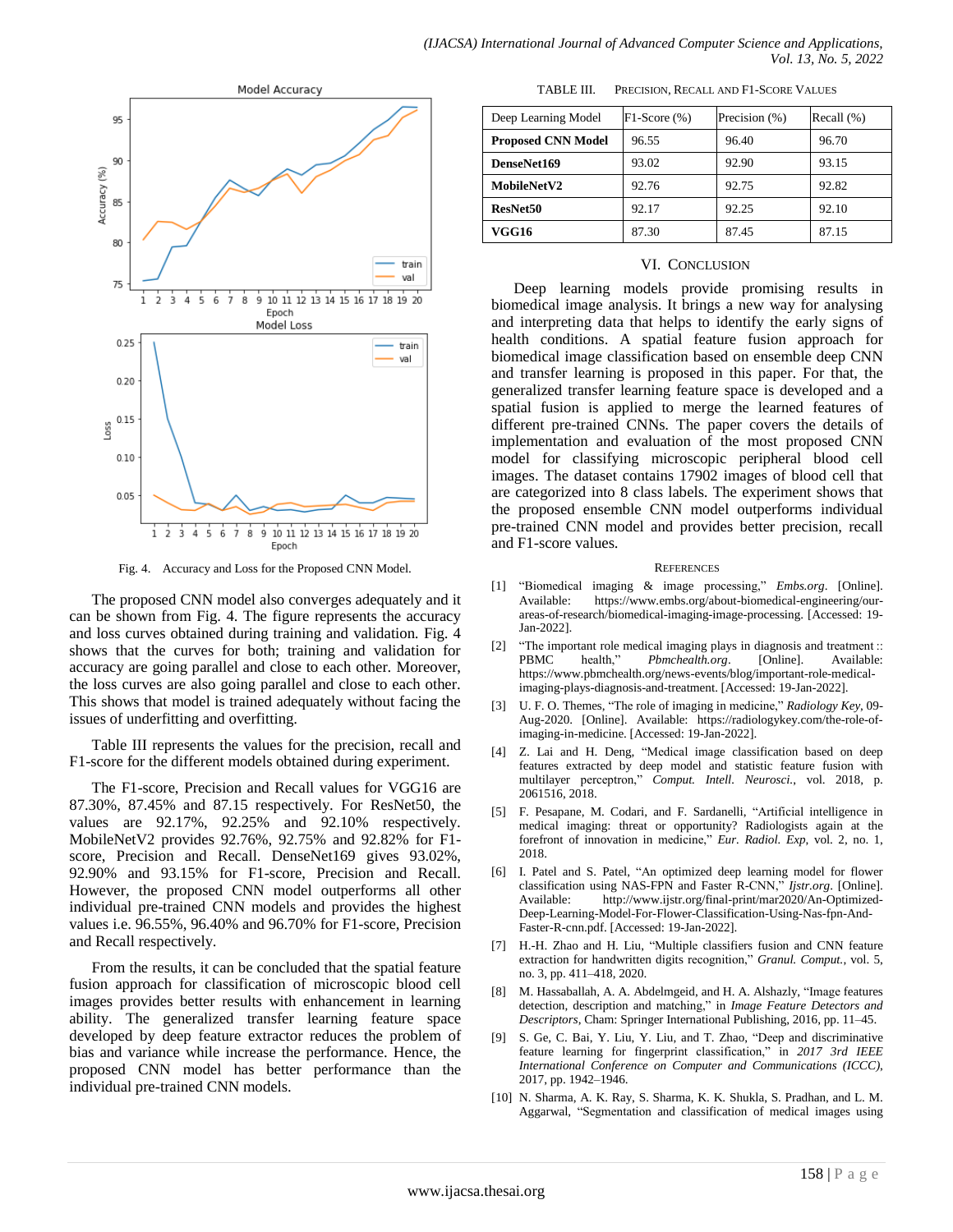Fig. 4. Accuracy and Loss for the Proposed CNN Model.

The proposed CNN model also converges adequately and it can be shown from Fig. 4. The figure represents the accuracy and loss curves obtained during training and validation. Fig. 4 shows that the curves for both; training and validation for accuracy are going parallel and close to each other. Moreover, the loss curves are also going parallel and close to each other. This shows that model is trained adequately without facing the issues of underfitting and overfitting.

Table III represents the values for the precision, recall and F1-score for the different models obtained during experiment.

The F1-score, Precision and Recall values for VGG16 are 87.30%, 87.45% and 87.15 respectively. For ResNet50, the values are 92.17%, 92.25% and 92.10% respectively. MobileNetV2 provides 92.76%, 92.75% and 92.82% for F1-score, Precision and Recall. DenseNet169 gives 93.02%, 92.90% and 93.15% for F1-score, Precision and Recall. However, the proposed CNN model outperforms all other individual pre-trained CNN models and provides the highest values i.e. 96.55%, 96.40% and 96.70% for F1-score, Precision and Recall respectively.

From the results, it can be concluded that the spatial feature fusion approach for classification of microscopic blood cell images provides better results with enhancement in learning ability. The generalized transfer learning feature space developed by deep feature extractor reduces the problem of bias and variance while increase the performance. Hence, the proposed CNN model has better performance than the individual pre-trained CNN models.

TABLE III. PRECISION, RECALL AND F1-SCORE VALUES

| Deep Learning Model | F1-Score (%) | Precision (%) | Recall (%) |
|---|---|---|---|
| **Proposed CNN Model** | 96.55 | 96.40 | 96.70 |
| **DenseNet169** | 93.02 | 92.90 | 93.15 |
| **MobileNetV2** | 92.76 | 92.75 | 92.82 |
| **ResNet50** | 92.17 | 92.25 | 92.10 |
| **VGG16** | 87.30 | 87.45 | 87.15 |

## VI. CONCLUSION

Deep learning models provide promising results in biomedical image analysis. It brings a new way for analysing and interpreting data that helps to identify the early signs of health conditions. A spatial feature fusion approach for biomedical image classification based on ensemble deep CNN and transfer learning is proposed in this paper. For that, the generalized transfer learning feature space is developed and a spatial fusion is applied to merge the learned features of different pre-trained CNNs. The paper covers the details of implementation and evaluation of the most proposed CNN model for classifying microscopic peripheral blood cell images. The dataset contains 17902 images of blood cell that are categorized into 8 class labels. The experiment shows that the proposed ensemble CNN model outperforms individual pre-trained CNN model and provides better precision, recall and F1-score values.

## REFERENCES

[1] "Biomedical imaging & image processing," *Embs.org*. [Online]. Available: https://www.embs.org/about-biomedical-engineering/our-areas-of-research/biomedical-imaging-image-processing. [Accessed: 19-Jan-2022].

[2] "The important role medical imaging plays in diagnosis and treatment :: PBMC health," *Pbmchealth.org*. [Online]. Available: https://www.pbmchealth.org/news-events/blog/important-role-medical-imaging-plays-diagnosis-and-treatment. [Accessed: 19-Jan-2022].

[3] U. F. O. Themes, "The role of imaging in medicine," *Radiology Key*, 09-Aug-2020. [Online]. Available: https://radiologykey.com/the-role-of-imaging-in-medicine. [Accessed: 19-Jan-2022].

[4] Z. Lai and H. Deng, "Medical image classification based on deep features extracted by deep model and statistic feature fusion with multilayer perceptron," *Comput. Intell. Neurosci.*, vol. 2018, p. 2061516, 2018.

[5] F. Pesapane, M. Codari, and F. Sardanelli, "Artificial intelligence in medical imaging: threat or opportunity? Radiologists again at the forefront of innovation in medicine," *Eur. Radiol. Exp*, vol. 2, no. 1, 2018.

[6] I. Patel and S. Patel, "An optimized deep learning model for flower classification using NAS-FPN and Faster R-CNN," *Ijstr.org*. [Online]. Available: http://www.ijstr.org/final-print/mar2020/An-Optimized-Deep-Learning-Model-For-Flower-Classification-Using-Nas-fpn-And-Faster-R-cnn.pdf. [Accessed: 19-Jan-2022].

[7] H.-H. Zhao and H. Liu, "Multiple classifiers fusion and CNN feature extraction for handwritten digits recognition," *Granul. Comput.*, vol. 5, no. 3, pp. 411–418, 2020.

[8] M. Hassaballah, A. A. Abdelmgeid, and H. A. Alshazly, "Image features detection, description and matching," in *Image Feature Detectors and Descriptors*, Cham: Springer International Publishing, 2016, pp. 11–45.

[9] S. Ge, C. Bai, Y. Liu, Y. Liu, and T. Zhao, "Deep and discriminative feature learning for fingerprint classification," in *2017 3rd IEEE International Conference on Computer and Communications (ICCC)*, 2017, pp. 1942–1946.

[10] N. Sharma, A. K. Ray, S. Sharma, K. K. Shukla, S. Pradhan, and L. M. Aggarwal, "Segmentation and classification of medical images using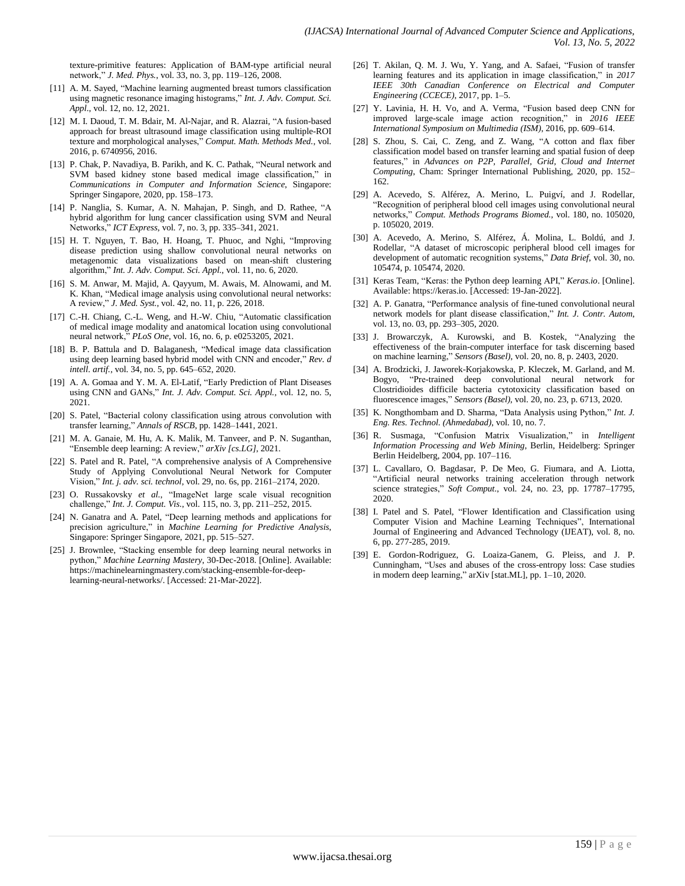texture-primitive features: Application of BAM-type artificial neural network," *J. Med. Phys.*, vol. 33, no. 3, pp. 119–126, 2008.

[11] A. M. Sayed, "Machine learning augmented breast tumors classification using magnetic resonance imaging histograms," *Int. J. Adv. Comput. Sci. Appl.*, vol. 12, no. 12, 2021.

[12] M. I. Daoud, T. M. Bdair, M. Al-Najar, and R. Alazrai, "A fusion-based approach for breast ultrasound image classification using multiple-ROI texture and morphological analyses," *Comput. Math. Methods Med.*, vol. 2016, p. 6740956, 2016.

[13] P. Chak, P. Navadiya, B. Parikh, and K. C. Pathak, "Neural network and SVM based kidney stone based medical image classification," in *Communications in Computer and Information Science*, Singapore: Springer Singapore, 2020, pp. 158–173.

[14] P. Nanglia, S. Kumar, A. N. Mahajan, P. Singh, and D. Rathee, "A hybrid algorithm for lung cancer classification using SVM and Neural Networks," *ICT Express*, vol. 7, no. 3, pp. 335–341, 2021.

[15] H. T. Nguyen, T. Bao, H. Hoang, T. Phuoc, and Nghi, "Improving disease prediction using shallow convolutional neural networks on metagenomic data visualizations based on mean-shift clustering algorithm," *Int. J. Adv. Comput. Sci. Appl.*, vol. 11, no. 6, 2020.

[16] S. M. Anwar, M. Majid, A. Qayyum, M. Awais, M. Alnowami, and M. K. Khan, "Medical image analysis using convolutional neural networks: A review," *J. Med. Syst.*, vol. 42, no. 11, p. 226, 2018.

[17] C.-H. Chiang, C.-L. Weng, and H.-W. Chiu, "Automatic classification of medical image modality and anatomical location using convolutional neural network," *PLoS One*, vol. 16, no. 6, p. e0253205, 2021.

[18] B. P. Battula and D. Balaganesh, "Medical image data classification using deep learning based hybrid model with CNN and encoder," *Rev. d intell. artif.*, vol. 34, no. 5, pp. 645–652, 2020.

[19] A. A. Gomaa and Y. M. A. El-Latif, "Early Prediction of Plant Diseases using CNN and GANs," *Int. J. Adv. Comput. Sci. Appl.*, vol. 12, no. 5, 2021.

[20] S. Patel, "Bacterial colony classification using atrous convolution with transfer learning," *Annals of RSCB*, pp. 1428–1441, 2021.

[21] M. A. Ganaie, M. Hu, A. K. Malik, M. Tanveer, and P. N. Suganthan, "Ensemble deep learning: A review," *arXiv [cs.LG]*, 2021.

[22] S. Patel and R. Patel, "A comprehensive analysis of A Comprehensive Study of Applying Convolutional Neural Network for Computer Vision," *Int. j. adv. sci. technol*, vol. 29, no. 6s, pp. 2161–2174, 2020.

[23] O. Russakovsky *et al.*, "ImageNet large scale visual recognition challenge," *Int. J. Comput. Vis.*, vol. 115, no. 3, pp. 211–252, 2015.

[24] N. Ganatra and A. Patel, "Deep learning methods and applications for precision agriculture," in *Machine Learning for Predictive Analysis*, Singapore: Springer Singapore, 2021, pp. 515–527.

[25] J. Brownlee, "Stacking ensemble for deep learning neural networks in python," *Machine Learning Mastery*, 30-Dec-2018. [Online]. Available: https://machinelearningmastery.com/stacking-ensemble-for-deep-learning-neural-networks/. [Accessed: 21-Mar-2022].

[26] T. Akilan, Q. M. J. Wu, Y. Yang, and A. Safaei, "Fusion of transfer learning features and its application in image classification," in *2017 IEEE 30th Canadian Conference on Electrical and Computer Engineering (CCECE)*, 2017, pp. 1–5.

[27] Y. Lavinia, H. H. Vo, and A. Verma, "Fusion based deep CNN for improved large-scale image action recognition," in *2016 IEEE International Symposium on Multimedia (ISM)*, 2016, pp. 609–614.

[28] S. Zhou, S. Cai, C. Zeng, and Z. Wang, "A cotton and flax fiber classification model based on transfer learning and spatial fusion of deep features," in *Advances on P2P, Parallel, Grid, Cloud and Internet Computing*, Cham: Springer International Publishing, 2020, pp. 152–162.

[29] A. Acevedo, S. Alférez, A. Merino, L. Puigví, and J. Rodellar, "Recognition of peripheral blood cell images using convolutional neural networks," *Comput. Methods Programs Biomed.*, vol. 180, no. 105020, p. 105020, 2019.

[30] A. Acevedo, A. Merino, S. Alférez, Á. Molina, L. Boldú, and J. Rodellar, "A dataset of microscopic peripheral blood cell images for development of automatic recognition systems," *Data Brief*, vol. 30, no. 105474, p. 105474, 2020.

[31] Keras Team, "Keras: the Python deep learning API," *Keras.io*. [Online]. Available: https://keras.io. [Accessed: 19-Jan-2022].

[32] A. P. Ganatra, "Performance analysis of fine-tuned convolutional neural network models for plant disease classification," *Int. J. Contr. Autom*, vol. 13, no. 03, pp. 293–305, 2020.

[33] J. Browarczyk, A. Kurowski, and B. Kostek, "Analyzing the effectiveness of the brain-computer interface for task discerning based on machine learning," *Sensors (Basel)*, vol. 20, no. 8, p. 2403, 2020.

[34] A. Brodzicki, J. Jaworek-Korjakowska, P. Kleczek, M. Garland, and M. Bogyo, "Pre-trained deep convolutional neural network for Clostridioides difficile bacteria cytotoxicity classification based on fluorescence images," *Sensors (Basel)*, vol. 20, no. 23, p. 6713, 2020.

[35] K. Nongthombam and D. Sharma, "Data Analysis using Python," *Int. J. Eng. Res. Technol. (Ahmedabad)*, vol. 10, no. 7.

[36] R. Susmaga, "Confusion Matrix Visualization," in *Intelligent Information Processing and Web Mining*, Berlin, Heidelberg: Springer Berlin Heidelberg, 2004, pp. 107–116.

[37] L. Cavallaro, O. Bagdasar, P. De Meo, G. Fiumara, and A. Liotta, "Artificial neural networks training acceleration through network science strategies," *Soft Comput.*, vol. 24, no. 23, pp. 17787–17795, 2020.

[38] I. Patel and S. Patel, "Flower Identification and Classification using Computer Vision and Machine Learning Techniques", International Journal of Engineering and Advanced Technology (IJEAT), vol. 8, no. 6, pp. 277-285, 2019.

[39] E. Gordon-Rodriguez, G. Loaiza-Ganem, G. Pleiss, and J. P. Cunningham, "Uses and abuses of the cross-entropy loss: Case studies in modern deep learning," arXiv [stat.ML], pp. 1–10, 2020.